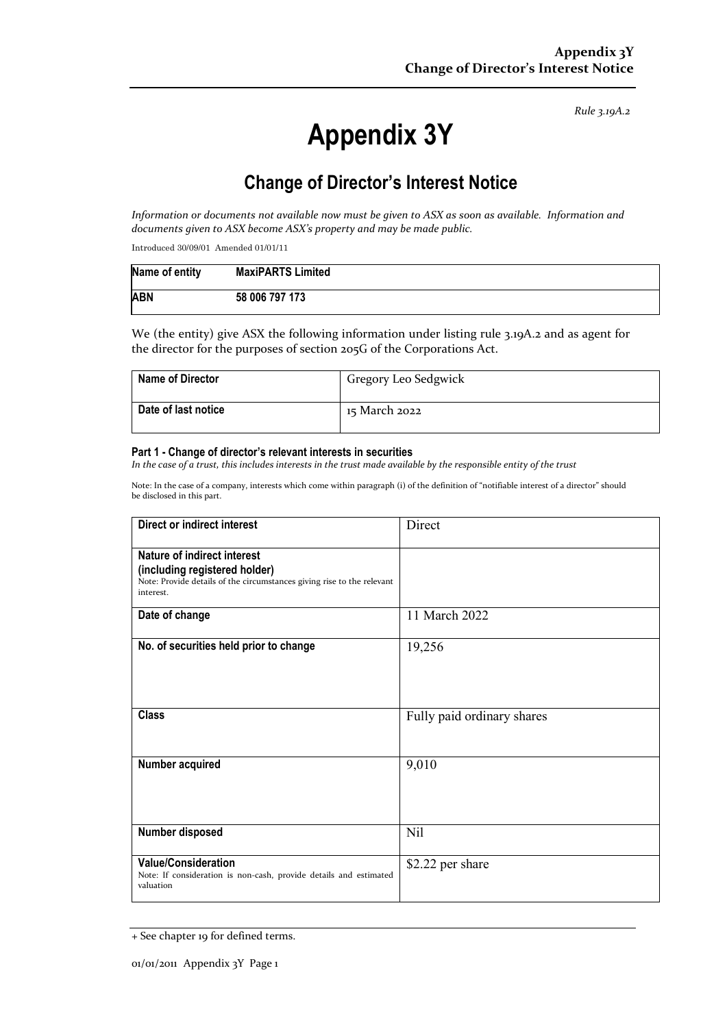*Rule 3.19A.2*

# Appendix 3Y

## Change of Director's Interest Notice

*Information or documents not available now must be given to ASX as soon as available. Information and documents given to ASX become ASX's property and may be made public.*

Introduced 30/09/01 Amended 01/01/11

| **Name of entity** | **MaxiPARTS Limited** |
|---|---|
| **ABN** | **58 006 797 173** |

We (the entity) give ASX the following information under listing rule 3.19A.2 and as agent for the director for the purposes of section 205G of the Corporations Act.

| **Name of Director** | Gregory Leo Sedgwick |
|---|---|
| **Date of last notice** | 15 March 2022 |

#### Part 1 - Change of director's relevant interests in securities

*In the case of a trust, this includes interests in the trust made available by the responsible entity of the trust*

Note: In the case of a company, interests which come within paragraph (i) of the definition of "notifiable interest of a director" should be disclosed in this part.

| **Direct or indirect interest** | Direct |
|---|---|
| **Nature of indirect interest (including registered holder)**<br>Note: Provide details of the circumstances giving rise to the relevant interest. | |
| **Date of change** | 11 March 2022 |
| **No. of securities held prior to change** | 19,256 |
| **Class** | Fully paid ordinary shares |
| **Number acquired** | 9,010 |
| **Number disposed** | Nil |
| **Value/Consideration**<br>Note: If consideration is non-cash, provide details and estimated valuation | $2.22 per share |

+ See chapter 19 for defined terms.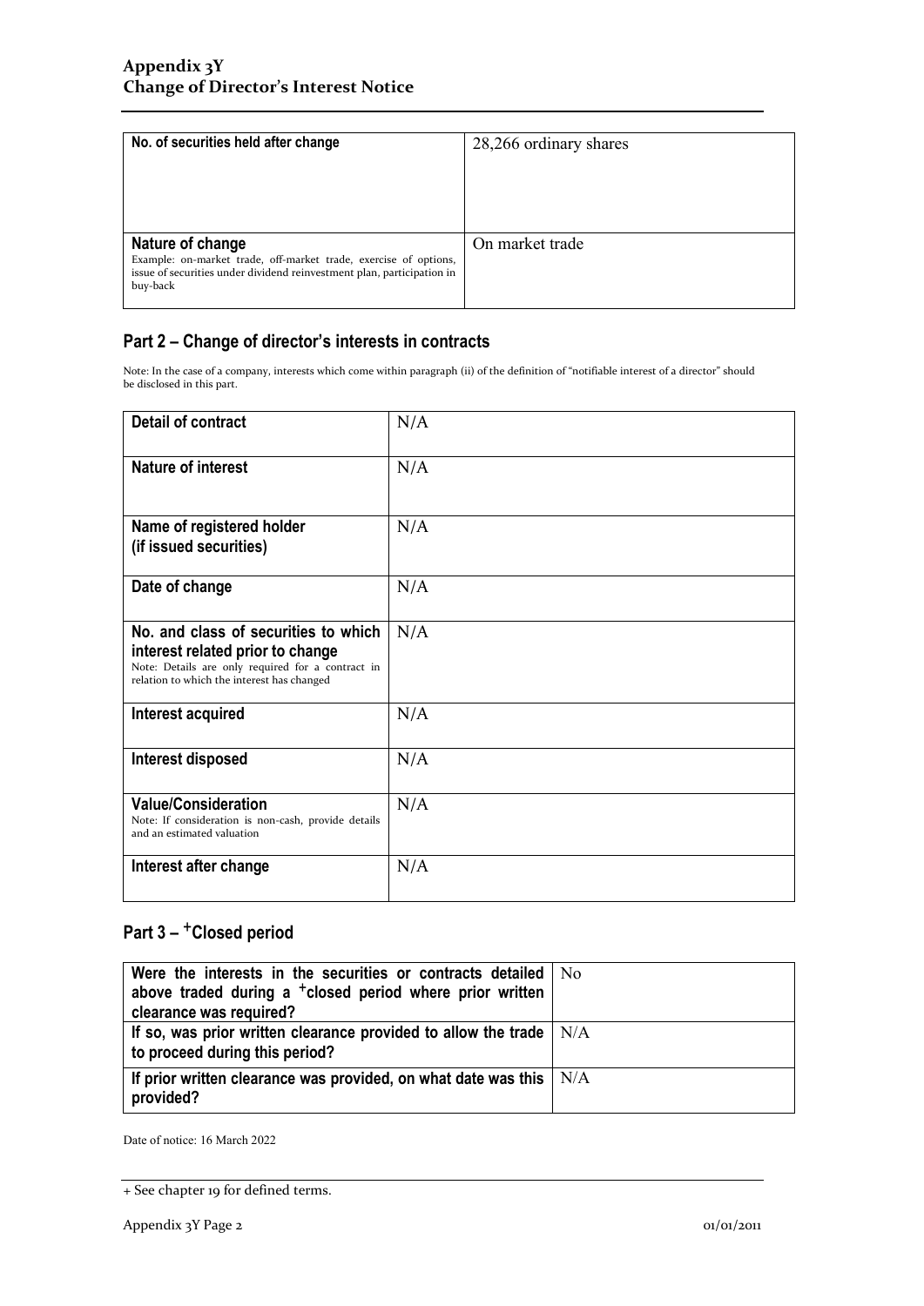| | |
|---|---|
| **No. of securities held after change** | 28,266 ordinary shares |
| **Nature of change**<br>Example: on-market trade, off-market trade, exercise of options, issue of securities under dividend reinvestment plan, participation in buy-back | On market trade |

## Part 2 – Change of director's interests in contracts

Note: In the case of a company, interests which come within paragraph (ii) of the definition of "notifiable interest of a director" should be disclosed in this part.

| | |
|---|---|
| **Detail of contract** | N/A |
| **Nature of interest** | N/A |
| **Name of registered holder (if issued securities)** | N/A |
| **Date of change** | N/A |
| **No. and class of securities to which interest related prior to change**<br>Note: Details are only required for a contract in relation to which the interest has changed | N/A |
| **Interest acquired** | N/A |
| **Interest disposed** | N/A |
| **Value/Consideration**<br>Note: If consideration is non-cash, provide details and an estimated valuation | N/A |
| **Interest after change** | N/A |

## Part 3 – +Closed period

| | |
|---|---|
| **Were the interests in the securities or contracts detailed above traded during a +closed period where prior written clearance was required?** | No |
| **If so, was prior written clearance provided to allow the trade to proceed during this period?** | N/A |
| **If prior written clearance was provided, on what date was this provided?** | N/A |

Date of notice: 16 March 2022

+ See chapter 19 for defined terms.